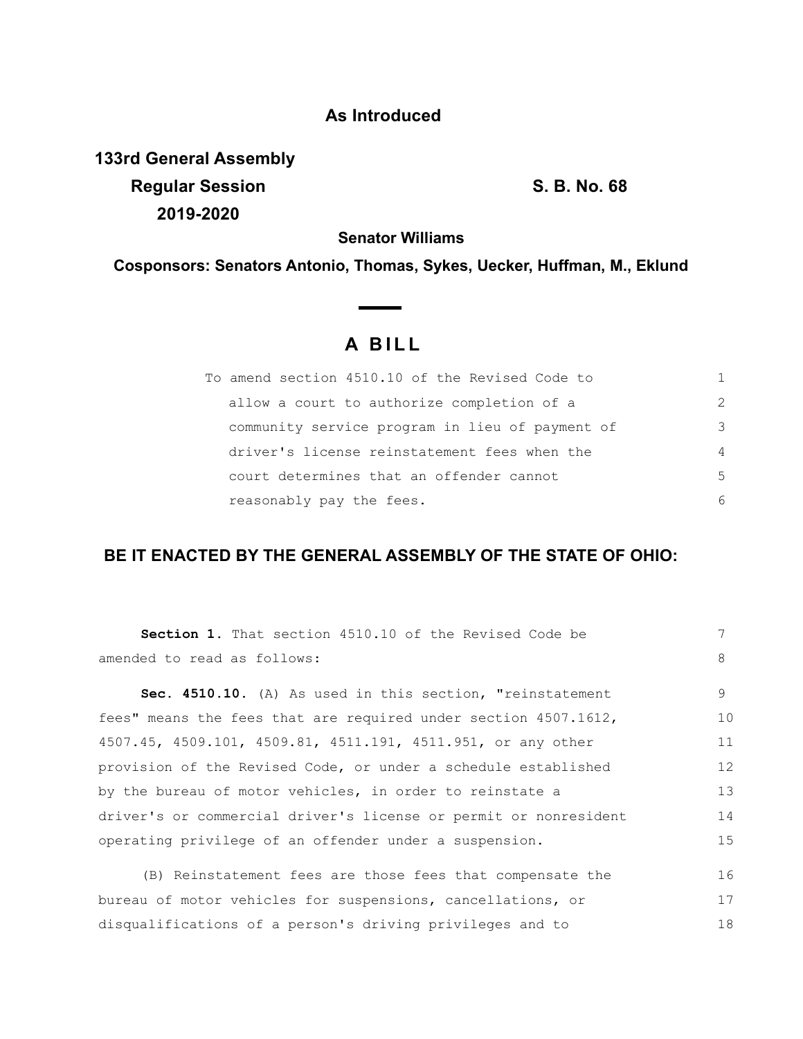**As Introduced**

**133rd General Assembly**
**Regular Session** **S. B. No. 68**
**2019-2020**

**Senator Williams**

**Cosponsors: Senators Antonio, Thomas, Sykes, Uecker, Huffman, M., Eklund**

# A BILL

To amend section 4510.10 of the Revised Code to allow a court to authorize completion of a community service program in lieu of payment of driver's license reinstatement fees when the court determines that an offender cannot reasonably pay the fees.

## BE IT ENACTED BY THE GENERAL ASSEMBLY OF THE STATE OF OHIO:

**Section 1.** That section 4510.10 of the Revised Code be amended to read as follows:

**Sec. 4510.10.** (A) As used in this section, "reinstatement fees" means the fees that are required under section 4507.1612, 4507.45, 4509.101, 4509.81, 4511.191, 4511.951, or any other provision of the Revised Code, or under a schedule established by the bureau of motor vehicles, in order to reinstate a driver's or commercial driver's license or permit or nonresident operating privilege of an offender under a suspension.

(B) Reinstatement fees are those fees that compensate the bureau of motor vehicles for suspensions, cancellations, or disqualifications of a person's driving privileges and to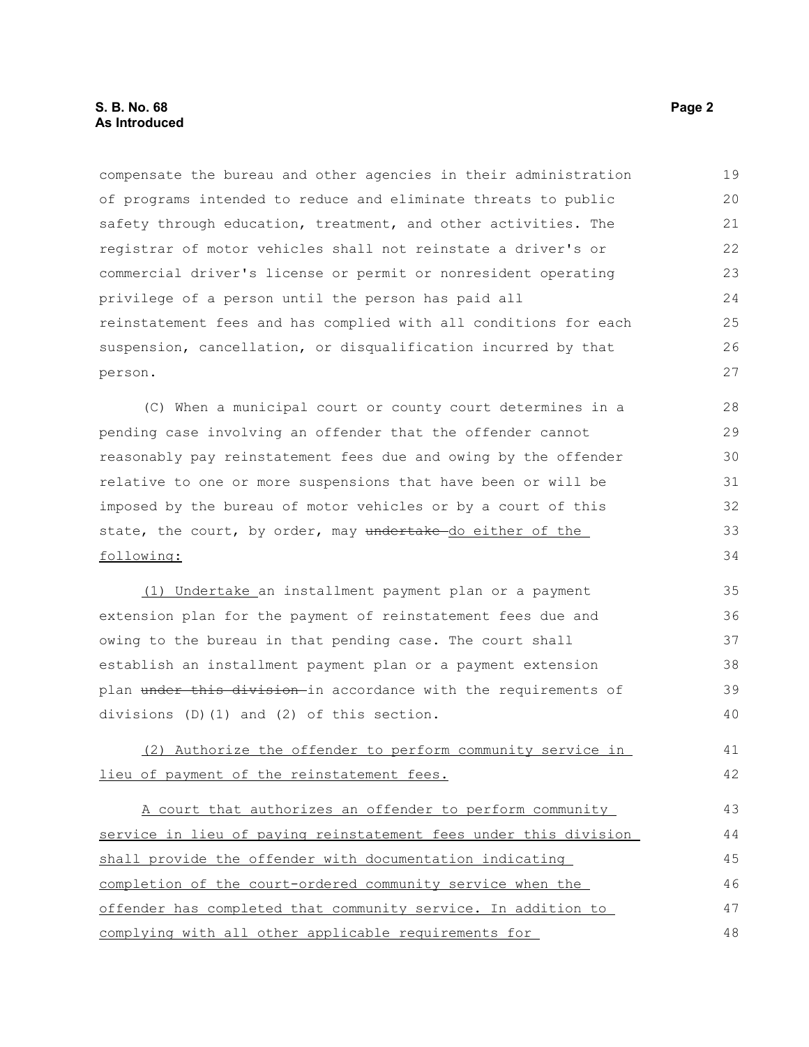compensate the bureau and other agencies in their administration of programs intended to reduce and eliminate threats to public safety through education, treatment, and other activities. The registrar of motor vehicles shall not reinstate a driver's or commercial driver's license or permit or nonresident operating privilege of a person until the person has paid all reinstatement fees and has complied with all conditions for each suspension, cancellation, or disqualification incurred by that person.

(C) When a municipal court or county court determines in a pending case involving an offender that the offender cannot reasonably pay reinstatement fees due and owing by the offender relative to one or more suspensions that have been or will be imposed by the bureau of motor vehicles or by a court of this state, the court, by order, may ~~undertake~~ <u>do either of the following:</u>

<u>(1) Undertake</u> an installment payment plan or a payment extension plan for the payment of reinstatement fees due and owing to the bureau in that pending case. The court shall establish an installment payment plan or a payment extension plan ~~under this division~~ in accordance with the requirements of divisions (D)(1) and (2) of this section.

<u>(2) Authorize the offender to perform community service in lieu of payment of the reinstatement fees.</u>

<u>A court that authorizes an offender to perform community service in lieu of paying reinstatement fees under this division shall provide the offender with documentation indicating completion of the court-ordered community service when the offender has completed that community service. In addition to complying with all other applicable requirements for</u>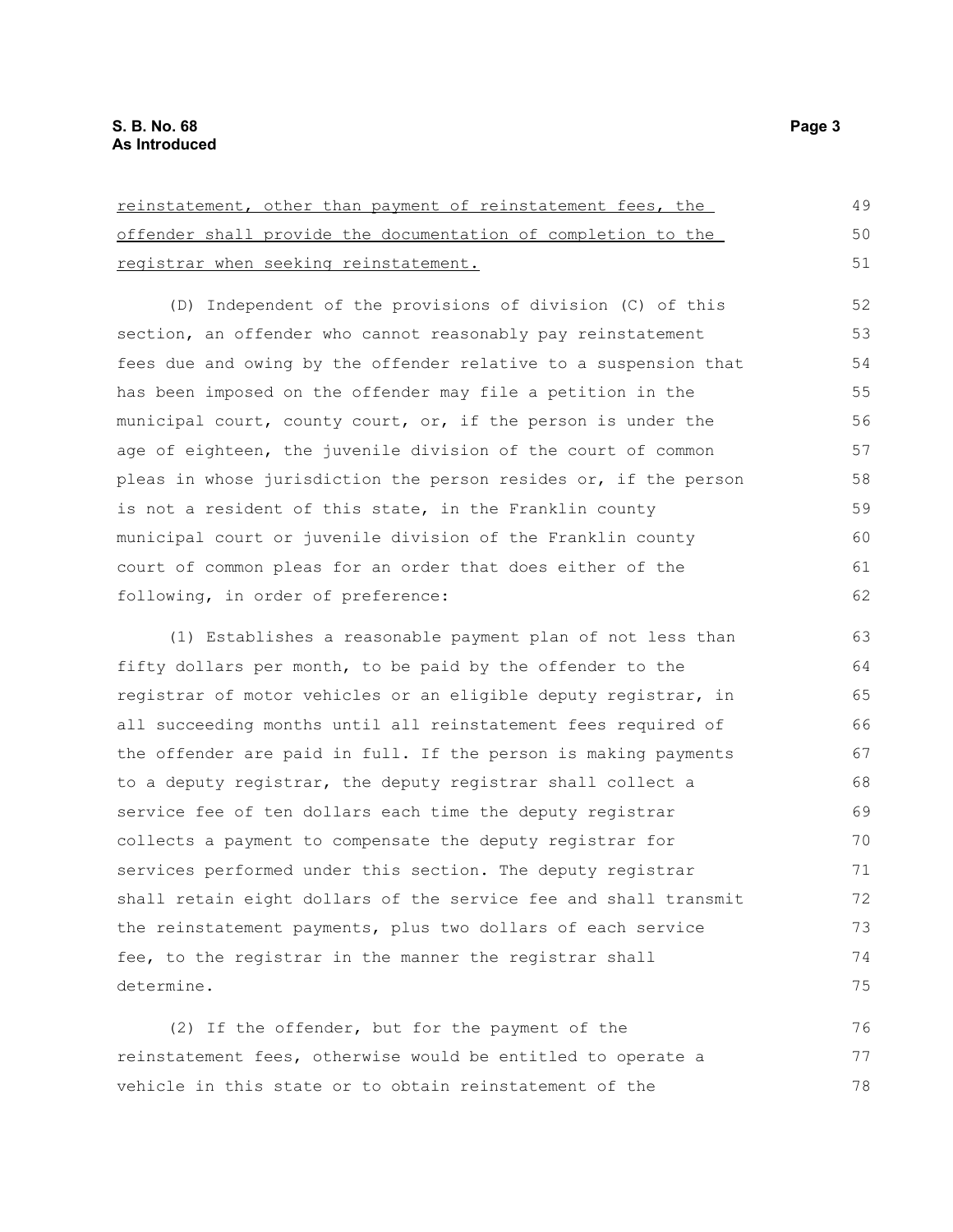<u>reinstatement, other than payment of reinstatement fees, the offender shall provide the documentation of completion to the registrar when seeking reinstatement.</u>

(D) Independent of the provisions of division (C) of this section, an offender who cannot reasonably pay reinstatement fees due and owing by the offender relative to a suspension that has been imposed on the offender may file a petition in the municipal court, county court, or, if the person is under the age of eighteen, the juvenile division of the court of common pleas in whose jurisdiction the person resides or, if the person is not a resident of this state, in the Franklin county municipal court or juvenile division of the Franklin county court of common pleas for an order that does either of the following, in order of preference:

(1) Establishes a reasonable payment plan of not less than fifty dollars per month, to be paid by the offender to the registrar of motor vehicles or an eligible deputy registrar, in all succeeding months until all reinstatement fees required of the offender are paid in full. If the person is making payments to a deputy registrar, the deputy registrar shall collect a service fee of ten dollars each time the deputy registrar collects a payment to compensate the deputy registrar for services performed under this section. The deputy registrar shall retain eight dollars of the service fee and shall transmit the reinstatement payments, plus two dollars of each service fee, to the registrar in the manner the registrar shall determine.

(2) If the offender, but for the payment of the reinstatement fees, otherwise would be entitled to operate a vehicle in this state or to obtain reinstatement of the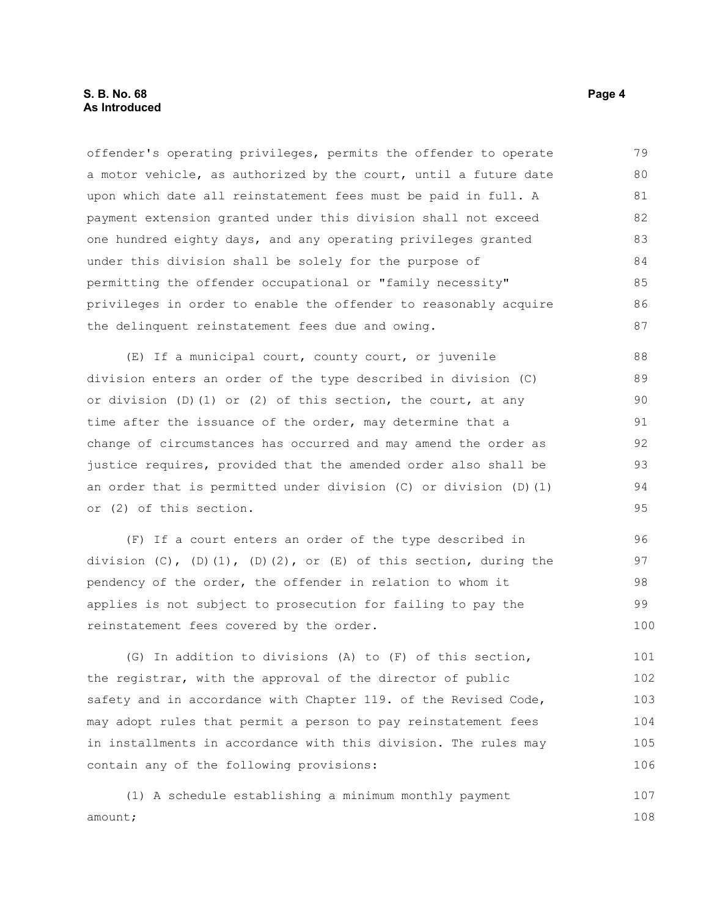offender's operating privileges, permits the offender to operate a motor vehicle, as authorized by the court, until a future date upon which date all reinstatement fees must be paid in full. A payment extension granted under this division shall not exceed one hundred eighty days, and any operating privileges granted under this division shall be solely for the purpose of permitting the offender occupational or "family necessity" privileges in order to enable the offender to reasonably acquire the delinquent reinstatement fees due and owing.

(E) If a municipal court, county court, or juvenile division enters an order of the type described in division (C) or division (D)(1) or (2) of this section, the court, at any time after the issuance of the order, may determine that a change of circumstances has occurred and may amend the order as justice requires, provided that the amended order also shall be an order that is permitted under division (C) or division (D)(1) or (2) of this section.

(F) If a court enters an order of the type described in division (C), (D)(1), (D)(2), or (E) of this section, during the pendency of the order, the offender in relation to whom it applies is not subject to prosecution for failing to pay the reinstatement fees covered by the order.

(G) In addition to divisions (A) to (F) of this section, the registrar, with the approval of the director of public safety and in accordance with Chapter 119. of the Revised Code, may adopt rules that permit a person to pay reinstatement fees in installments in accordance with this division. The rules may contain any of the following provisions:

(1) A schedule establishing a minimum monthly payment amount;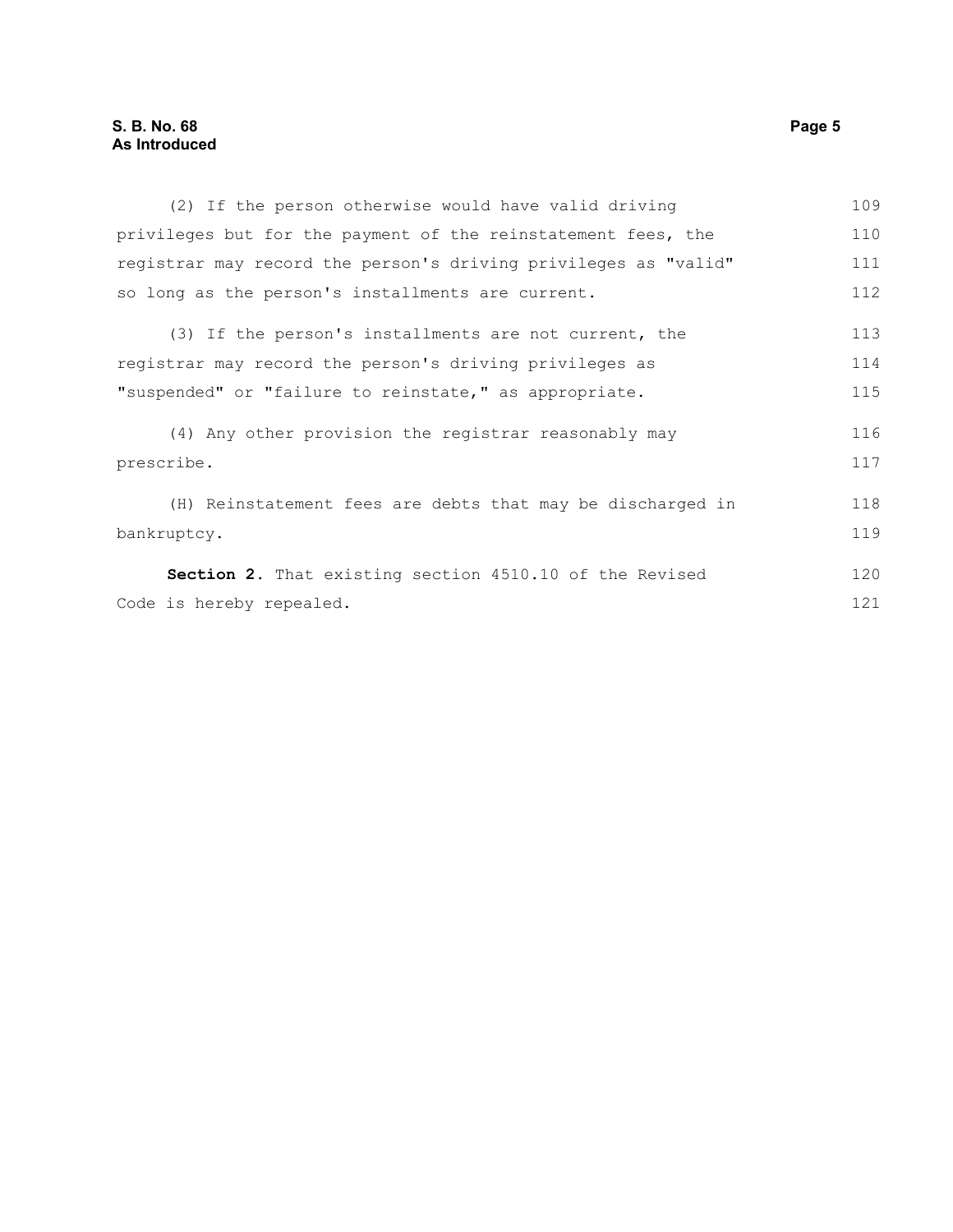(2) If the person otherwise would have valid driving privileges but for the payment of the reinstatement fees, the registrar may record the person's driving privileges as "valid" so long as the person's installments are current.

(3) If the person's installments are not current, the registrar may record the person's driving privileges as "suspended" or "failure to reinstate," as appropriate.

(4) Any other provision the registrar reasonably may prescribe.

(H) Reinstatement fees are debts that may be discharged in bankruptcy.

**Section 2.** That existing section 4510.10 of the Revised Code is hereby repealed.